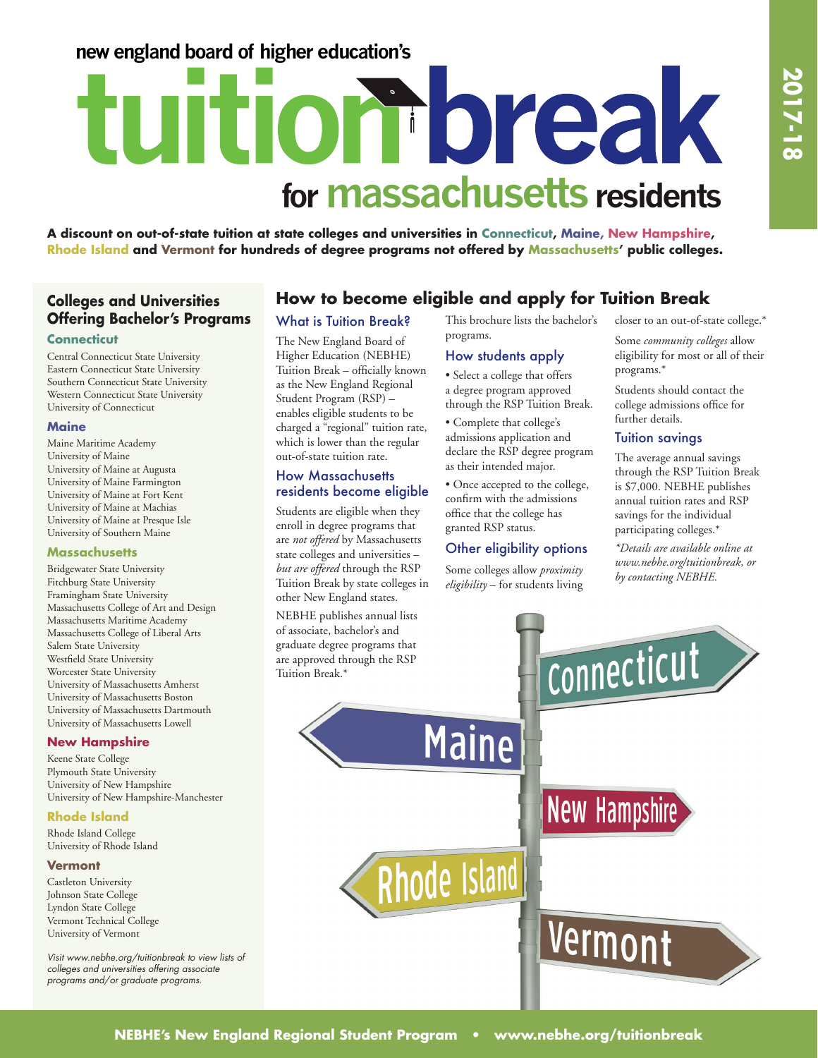new england board of higher education's

# tuition break

## for massachusetts residents

2017-18

**A discount on out-of-state tuition at state colleges and universities in Connecticut, Maine, New Hampshire, Rhode Island and Vermont for hundreds of degree programs not offered by Massachusetts' public colleges.**

## Colleges and Universities Offering Bachelor's Programs

### Connecticut

Central Connecticut State University
Eastern Connecticut State University
Southern Connecticut State University
Western Connecticut State University
University of Connecticut

### Maine

Maine Maritime Academy
University of Maine
University of Maine at Augusta
University of Maine Farmington
University of Maine at Fort Kent
University of Maine at Machias
University of Maine at Presque Isle
University of Southern Maine

### Massachusetts

Bridgewater State University
Fitchburg State University
Framingham State University
Massachusetts College of Art and Design
Massachusetts Maritime Academy
Massachusetts College of Liberal Arts
Salem State University
Westfield State University
Worcester State University
University of Massachusetts Amherst
University of Massachusetts Boston
University of Massachusetts Dartmouth
University of Massachusetts Lowell

### New Hampshire

Keene State College
Plymouth State University
University of New Hampshire
University of New Hampshire-Manchester

### Rhode Island

Rhode Island College
University of Rhode Island

### Vermont

Castleton University
Johnson State College
Lyndon State College
Vermont Technical College
University of Vermont

*Visit www.nebhe.org/tuitionbreak to view lists of colleges and universities offering associate programs and/or graduate programs.*

## How to become eligible and apply for Tuition Break

### What is Tuition Break?

The New England Board of Higher Education (NEBHE) Tuition Break – officially known as the New England Regional Student Program (RSP) – enables eligible students to be charged a "regional" tuition rate, which is lower than the regular out-of-state tuition rate.

### How Massachusetts residents become eligible

Students are eligible when they enroll in degree programs that are *not offered* by Massachusetts state colleges and universities – *but are offered* through the RSP Tuition Break by state colleges in other New England states.

NEBHE publishes annual lists of associate, bachelor's and graduate degree programs that are approved through the RSP Tuition Break.*

This brochure lists the bachelor's programs.

### How students apply

- Select a college that offers a degree program approved through the RSP Tuition Break.
- Complete that college's admissions application and declare the RSP degree program as their intended major.
- Once accepted to the college, confirm with the admissions office that the college has granted RSP status.

### Other eligibility options

Some colleges allow *proximity eligibility* – for students living closer to an out-of-state college.*

Some *community colleges* allow eligibility for most or all of their programs.*

Students should contact the college admissions office for further details.

### Tuition savings

The average annual savings through the RSP Tuition Break is $7,000. NEBHE publishes annual tuition rates and RSP savings for the individual participating colleges.*

*\*Details are available online at www.nebhe.org/tuitionbreak, or by contacting NEBHE.*

**NEBHE's New England Regional Student Program • www.nebhe.org/tuitionbreak**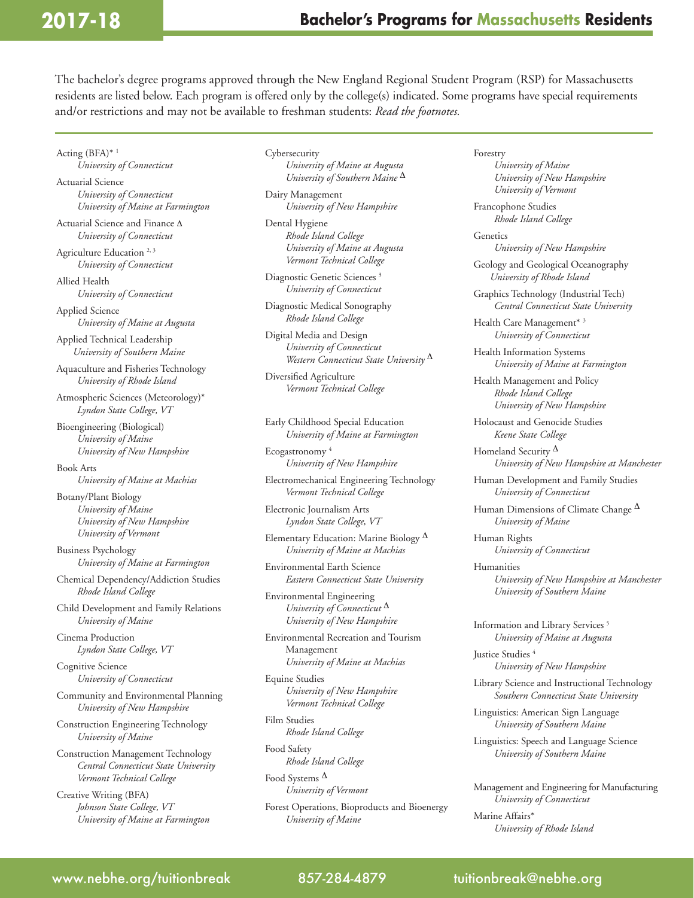# 2017-18 Bachelor's Programs for Massachusetts Residents

The bachelor's degree programs approved through the New England Regional Student Program (RSP) for Massachusetts residents are listed below. Each program is offered only by the college(s) indicated. Some programs have special requirements and/or restrictions and may not be available to freshman students: *Read the footnotes.*

Acting (BFA)*[1]
*University of Connecticut*

Actuarial Science
*University of Connecticut*
*University of Maine at Farmington*

Actuarial Science and Finance Δ
*University of Connecticut*

Agriculture Education[2, 3]
*University of Connecticut*

Allied Health
*University of Connecticut*

Applied Science
*University of Maine at Augusta*

Applied Technical Leadership
*University of Southern Maine*

Aquaculture and Fisheries Technology
*University of Rhode Island*

Atmospheric Sciences (Meteorology)*
*Lyndon State College, VT*

Bioengineering (Biological)
*University of Maine*
*University of New Hampshire*

Book Arts
*University of Maine at Machias*

Botany/Plant Biology
*University of Maine*
*University of New Hampshire*
*University of Vermont*

Business Psychology
*University of Maine at Farmington*

Chemical Dependency/Addiction Studies
*Rhode Island College*

Child Development and Family Relations
*University of Maine*

Cinema Production
*Lyndon State College, VT*

Cognitive Science
*University of Connecticut*

Community and Environmental Planning
*University of New Hampshire*

Construction Engineering Technology
*University of Maine*

Construction Management Technology
*Central Connecticut State University*
*Vermont Technical College*

Creative Writing (BFA)
*Johnson State College, VT*
*University of Maine at Farmington*

Cybersecurity
*University of Maine at Augusta*
*University of Southern Maine* Δ

Dairy Management
*University of New Hampshire*

Dental Hygiene
*Rhode Island College*
*University of Maine at Augusta*
*Vermont Technical College*

Diagnostic Genetic Sciences[3]
*University of Connecticut*

Diagnostic Medical Sonography
*Rhode Island College*

Digital Media and Design
*University of Connecticut*
*Western Connecticut State University* Δ

Diversified Agriculture
*Vermont Technical College*

Early Childhood Special Education
*University of Maine at Farmington*

Ecogastronomy[4]
*University of New Hampshire*

Electromechanical Engineering Technology
*Vermont Technical College*

Electronic Journalism Arts
*Lyndon State College, VT*

Elementary Education: Marine Biology Δ
*University of Maine at Machias*

Environmental Earth Science
*Eastern Connecticut State University*

Environmental Engineering
*University of Connecticut* Δ
*University of New Hampshire*

Environmental Recreation and Tourism Management
*University of Maine at Machias*

Equine Studies
*University of New Hampshire*
*Vermont Technical College*

Film Studies
*Rhode Island College*

Food Safety
*Rhode Island College*

Food Systems Δ
*University of Vermont*

Forest Operations, Bioproducts and Bioenergy
*University of Maine*

Forestry
*University of Maine*
*University of New Hampshire*
*University of Vermont*

Francophone Studies
*Rhode Island College*

Genetics
*University of New Hampshire*

Geology and Geological Oceanography
*University of Rhode Island*

Graphics Technology (Industrial Tech)
*Central Connecticut State University*

Health Care Management*[3]
*University of Connecticut*

Health Information Systems
*University of Maine at Farmington*

Health Management and Policy
*Rhode Island College*
*University of New Hampshire*

Holocaust and Genocide Studies
*Keene State College*

Homeland Security Δ
*University of New Hampshire at Manchester*

Human Development and Family Studies
*University of Connecticut*

Human Dimensions of Climate Change Δ
*University of Maine*

Human Rights
*University of Connecticut*

Humanities
*University of New Hampshire at Manchester*
*University of Southern Maine*

Information and Library Services[5]
*University of Maine at Augusta*

Justice Studies[4]
*University of New Hampshire*

Library Science and Instructional Technology
*Southern Connecticut State University*

Linguistics: American Sign Language
*University of Southern Maine*

Linguistics: Speech and Language Science
*University of Southern Maine*

Management and Engineering for Manufacturing
*University of Connecticut*

Marine Affairs*
*University of Rhode Island*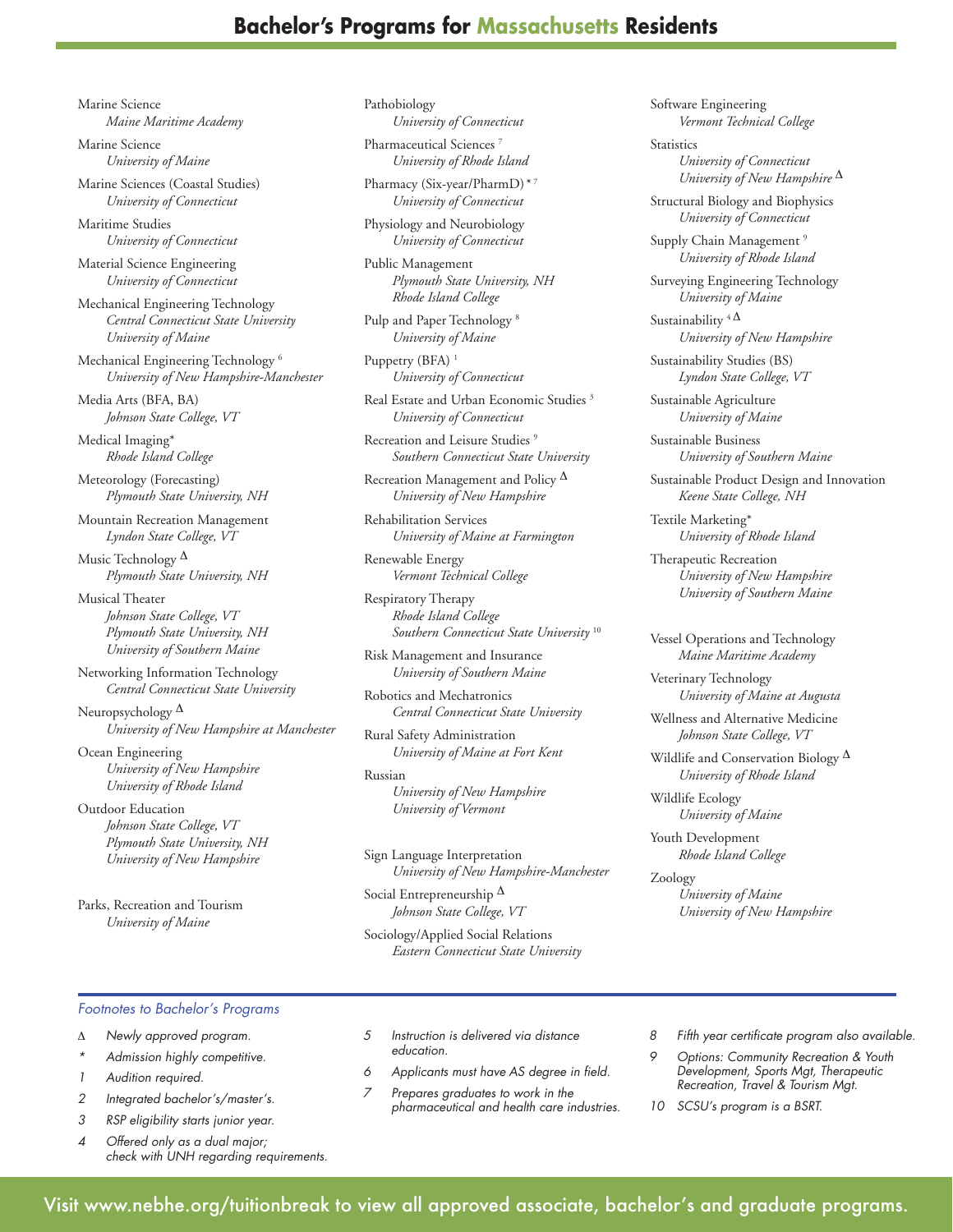# Bachelor's Programs for Massachusetts Residents

Marine Science
*Maine Maritime Academy*

Marine Science
*University of Maine*

Marine Sciences (Coastal Studies)
*University of Connecticut*

Maritime Studies
*University of Connecticut*

Material Science Engineering
*University of Connecticut*

Mechanical Engineering Technology
*Central Connecticut State University*
*University of Maine*

Mechanical Engineering Technology [6]
*University of New Hampshire-Manchester*

Media Arts (BFA, BA)
*Johnson State College, VT*

Medical Imaging*
*Rhode Island College*

Meteorology (Forecasting)
*Plymouth State University, NH*

Mountain Recreation Management
*Lyndon State College, VT*

Music Technology Δ
*Plymouth State University, NH*

Musical Theater
*Johnson State College, VT*
*Plymouth State University, NH*
*University of Southern Maine*

Networking Information Technology
*Central Connecticut State University*

Neuropsychology Δ
*University of New Hampshire at Manchester*

Ocean Engineering
*University of New Hampshire*
*University of Rhode Island*

Outdoor Education
*Johnson State College, VT*
*Plymouth State University, NH*
*University of New Hampshire*

Parks, Recreation and Tourism
*University of Maine*

Pathobiology
*University of Connecticut*

Pharmaceutical Sciences [7]
*University of Rhode Island*

Pharmacy (Six-year/PharmD) * [7]
*University of Connecticut*

Physiology and Neurobiology
*University of Connecticut*

Public Management
*Plymouth State University, NH*
*Rhode Island College*

Pulp and Paper Technology [8]
*University of Maine*

Puppetry (BFA) [1]
*University of Connecticut*

Real Estate and Urban Economic Studies [3]
*University of Connecticut*

Recreation and Leisure Studies [9]
*Southern Connecticut State University*

Recreation Management and Policy Δ
*University of New Hampshire*

Rehabilitation Services
*University of Maine at Farmington*

Renewable Energy
*Vermont Technical College*

Respiratory Therapy
*Rhode Island College*
*Southern Connecticut State University* [10]

Risk Management and Insurance
*University of Southern Maine*

Robotics and Mechatronics
*Central Connecticut State University*

Rural Safety Administration
*University of Maine at Fort Kent*

Russian
*University of New Hampshire*
*University of Vermont*

Sign Language Interpretation
*University of New Hampshire-Manchester*

Social Entrepreneurship Δ
*Johnson State College, VT*

Sociology/Applied Social Relations
*Eastern Connecticut State University*

Software Engineering
*Vermont Technical College*

Statistics
*University of Connecticut*
*University of New Hampshire* Δ

Structural Biology and Biophysics
*University of Connecticut*

Supply Chain Management [9]
*University of Rhode Island*

Surveying Engineering Technology
*University of Maine*

Sustainability [4] Δ
*University of New Hampshire*

Sustainability Studies (BS)
*Lyndon State College, VT*

Sustainable Agriculture
*University of Maine*

Sustainable Business
*University of Southern Maine*

Sustainable Product Design and Innovation
*Keene State College, NH*

Textile Marketing*
*University of Rhode Island*

Therapeutic Recreation
*University of New Hampshire*
*University of Southern Maine*

Vessel Operations and Technology
*Maine Maritime Academy*

Veterinary Technology
*University of Maine at Augusta*

Wellness and Alternative Medicine
*Johnson State College, VT*

Wildlife and Conservation Biology Δ
*University of Rhode Island*

Wildlife Ecology
*University of Maine*

Youth Development
*Rhode Island College*

Zoology
*University of Maine*
*University of New Hampshire*

*Footnotes to Bachelor's Programs*

- Δ Newly approved program.
- \* Admission highly competitive.
- 1 Audition required.
- 2 Integrated bachelor's/master's.
- 3 RSP eligibility starts junior year.
- 4 Offered only as a dual major; check with UNH regarding requirements.
- 5 Instruction is delivered via distance education.
- 6 Applicants must have AS degree in field.
- 7 Prepares graduates to work in the pharmaceutical and health care industries.
- 8 Fifth year certificate program also available.
- 9 Options: Community Recreation & Youth Development, Sports Mgt, Therapeutic Recreation, Travel & Tourism Mgt.
- 10 SCSU's program is a BSRT.

Visit www.nebhe.org/tuitionbreak to view all approved associate, bachelor's and graduate programs.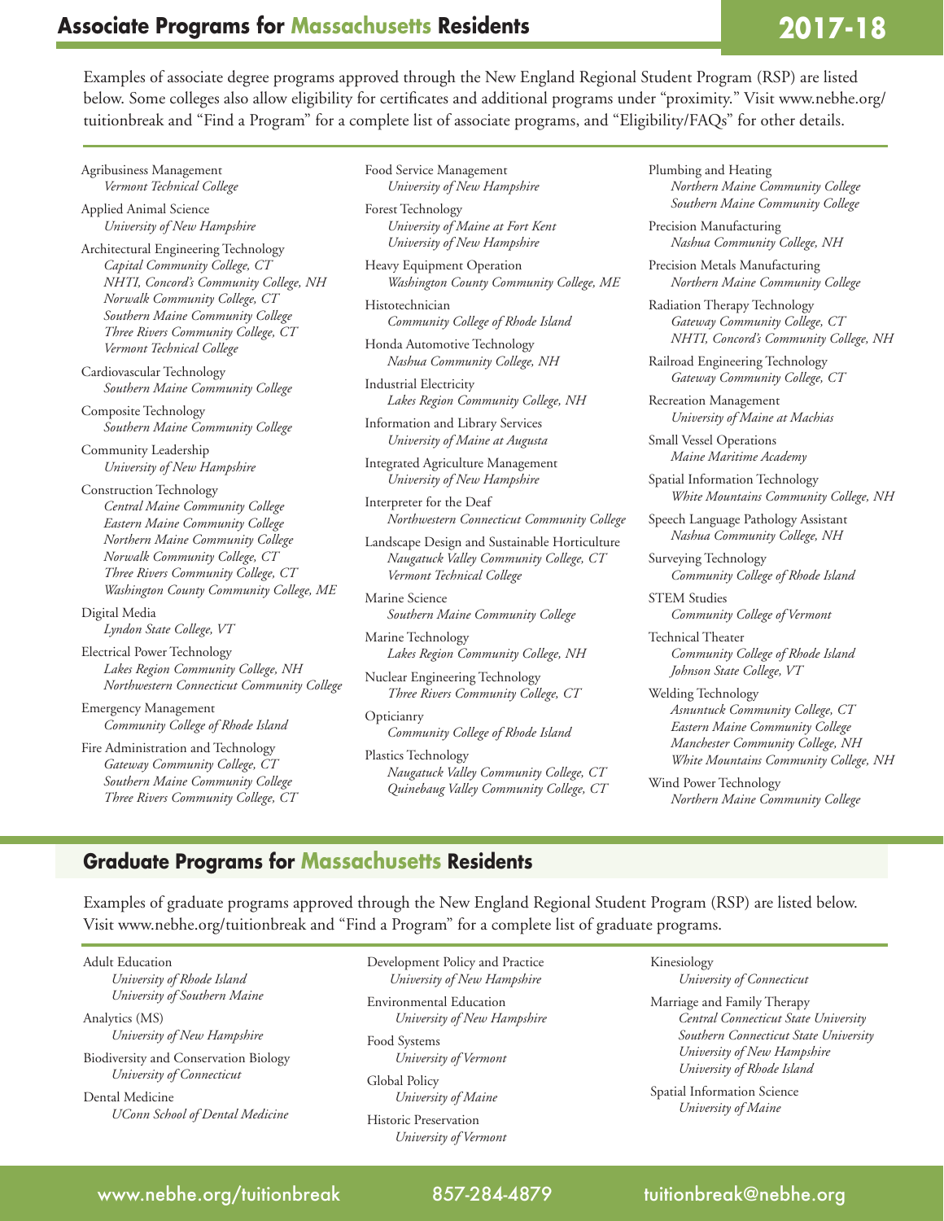## Associate Programs for Massachusetts Residents 2017-18

Examples of associate degree programs approved through the New England Regional Student Program (RSP) are listed below. Some colleges also allow eligibility for certificates and additional programs under "proximity." Visit www.nebhe.org/tuitionbreak and "Find a Program" for a complete list of associate programs, and "Eligibility/FAQs" for other details.

Agribusiness Management
- *Vermont Technical College*

Applied Animal Science
- *University of New Hampshire*

Architectural Engineering Technology
- *Capital Community College, CT*
- *NHTI, Concord's Community College, NH*
- *Norwalk Community College, CT*
- *Southern Maine Community College*
- *Three Rivers Community College, CT*
- *Vermont Technical College*

Cardiovascular Technology
- *Southern Maine Community College*

Composite Technology
- *Southern Maine Community College*

Community Leadership
- *University of New Hampshire*

Construction Technology
- *Central Maine Community College*
- *Eastern Maine Community College*
- *Northern Maine Community College*
- *Norwalk Community College, CT*
- *Three Rivers Community College, CT*
- *Washington County Community College, ME*

Digital Media
- *Lyndon State College, VT*

Electrical Power Technology
- *Lakes Region Community College, NH*
- *Northwestern Connecticut Community College*

Emergency Management
- *Community College of Rhode Island*

Fire Administration and Technology
- *Gateway Community College, CT*
- *Southern Maine Community College*
- *Three Rivers Community College, CT*

Food Service Management
- *University of New Hampshire*

Forest Technology
- *University of Maine at Fort Kent*
- *University of New Hampshire*

Heavy Equipment Operation
- *Washington County Community College, ME*

Histotechnician
- *Community College of Rhode Island*

Honda Automotive Technology
- *Nashua Community College, NH*

Industrial Electricity
- *Lakes Region Community College, NH*

Information and Library Services
- *University of Maine at Augusta*

Integrated Agriculture Management
- *University of New Hampshire*

Interpreter for the Deaf
- *Northwestern Connecticut Community College*

Landscape Design and Sustainable Horticulture
- *Naugatuck Valley Community College, CT*
- *Vermont Technical College*

Marine Science
- *Southern Maine Community College*

Marine Technology
- *Lakes Region Community College, NH*

Nuclear Engineering Technology
- *Three Rivers Community College, CT*

Opticianry
- *Community College of Rhode Island*

Plastics Technology
- *Naugatuck Valley Community College, CT*
- *Quinebaug Valley Community College, CT*

Plumbing and Heating
- *Northern Maine Community College*
- *Southern Maine Community College*

Precision Manufacturing
- *Nashua Community College, NH*

Precision Metals Manufacturing
- *Northern Maine Community College*

Radiation Therapy Technology
- *Gateway Community College, CT*
- *NHTI, Concord's Community College, NH*

Railroad Engineering Technology
- *Gateway Community College, CT*

Recreation Management
- *University of Maine at Machias*

Small Vessel Operations
- *Maine Maritime Academy*

Spatial Information Technology
- *White Mountains Community College, NH*

Speech Language Pathology Assistant
- *Nashua Community College, NH*

Surveying Technology
- *Community College of Rhode Island*

STEM Studies
- *Community College of Vermont*

Technical Theater
- *Community College of Rhode Island*
- *Johnson State College, VT*

Welding Technology
- *Asnuntuck Community College, CT*
- *Eastern Maine Community College*
- *Manchester Community College, NH*
- *White Mountains Community College, NH*

Wind Power Technology
- *Northern Maine Community College*

## Graduate Programs for Massachusetts Residents

Examples of graduate programs approved through the New England Regional Student Program (RSP) are listed below. Visit www.nebhe.org/tuitionbreak and "Find a Program" for a complete list of graduate programs.

Adult Education
- *University of Rhode Island*
- *University of Southern Maine*

Analytics (MS)
- *University of New Hampshire*

Biodiversity and Conservation Biology
- *University of Connecticut*

Dental Medicine
- *UConn School of Dental Medicine*

Development Policy and Practice
- *University of New Hampshire*

Environmental Education
- *University of New Hampshire*

Food Systems
- *University of Vermont*

Global Policy
- *University of Maine*

Historic Preservation
- *University of Vermont*

Kinesiology
- *University of Connecticut*

Marriage and Family Therapy
- *Central Connecticut State University*
- *Southern Connecticut State University*
- *University of New Hampshire*
- *University of Rhode Island*

Spatial Information Science
- *University of Maine*

www.nebhe.org/tuitionbreak 857-284-4879 tuitionbreak@nebhe.org